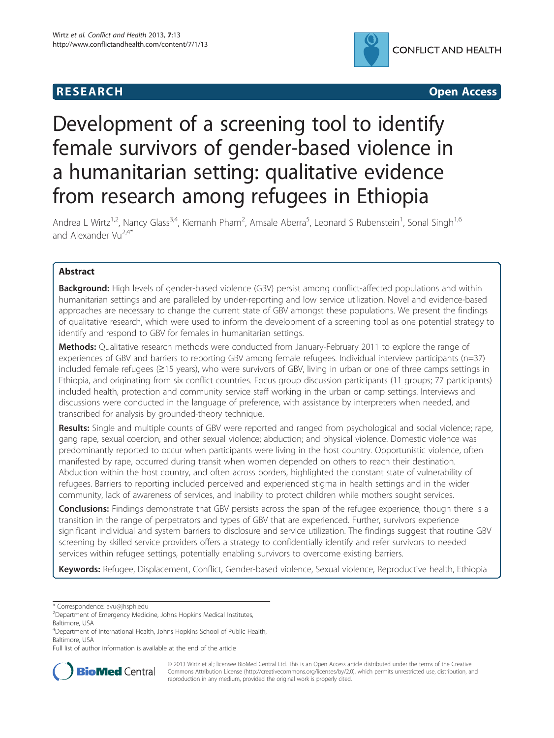RESEARCH **Open Access**

# Development of a screening tool to identify female survivors of gender-based violence in a humanitarian setting: qualitative evidence from research among refugees in Ethiopia

Andrea L Wirtz[1,2], Nancy Glass[3,4], Kiemanh Pham[2], Amsale Aberra[5], Leonard S Rubenstein[1], Sonal Singh[1,6] and Alexander Vu[2,4*]

## Abstract

**Background:** High levels of gender-based violence (GBV) persist among conflict-affected populations and within humanitarian settings and are paralleled by under-reporting and low service utilization. Novel and evidence-based approaches are necessary to change the current state of GBV amongst these populations. We present the findings of qualitative research, which were used to inform the development of a screening tool as one potential strategy to identify and respond to GBV for females in humanitarian settings.

**Methods:** Qualitative research methods were conducted from January-February 2011 to explore the range of experiences of GBV and barriers to reporting GBV among female refugees. Individual interview participants (n=37) included female refugees (≥15 years), who were survivors of GBV, living in urban or one of three camps settings in Ethiopia, and originating from six conflict countries. Focus group discussion participants (11 groups; 77 participants) included health, protection and community service staff working in the urban or camp settings. Interviews and discussions were conducted in the language of preference, with assistance by interpreters when needed, and transcribed for analysis by grounded-theory technique.

**Results:** Single and multiple counts of GBV were reported and ranged from psychological and social violence; rape, gang rape, sexual coercion, and other sexual violence; abduction; and physical violence. Domestic violence was predominantly reported to occur when participants were living in the host country. Opportunistic violence, often manifested by rape, occurred during transit when women depended on others to reach their destination. Abduction within the host country, and often across borders, highlighted the constant state of vulnerability of refugees. Barriers to reporting included perceived and experienced stigma in health settings and in the wider community, lack of awareness of services, and inability to protect children while mothers sought services.

**Conclusions:** Findings demonstrate that GBV persists across the span of the refugee experience, though there is a transition in the range of perpetrators and types of GBV that are experienced. Further, survivors experience significant individual and system barriers to disclosure and service utilization. The findings suggest that routine GBV screening by skilled service providers offers a strategy to confidentially identify and refer survivors to needed services within refugee settings, potentially enabling survivors to overcome existing barriers.

**Keywords:** Refugee, Displacement, Conflict, Gender-based violence, Sexual violence, Reproductive health, Ethiopia

---

\* Correspondence: avu@jhsph.edu
[2]Department of Emergency Medicine, Johns Hopkins Medical Institutes, Baltimore, USA
[4]Department of International Health, Johns Hopkins School of Public Health, Baltimore, USA
Full list of author information is available at the end of the article

© 2013 Wirtz et al.; licensee BioMed Central Ltd. This is an Open Access article distributed under the terms of the Creative Commons Attribution License (http://creativecommons.org/licenses/by/2.0), which permits unrestricted use, distribution, and reproduction in any medium, provided the original work is properly cited.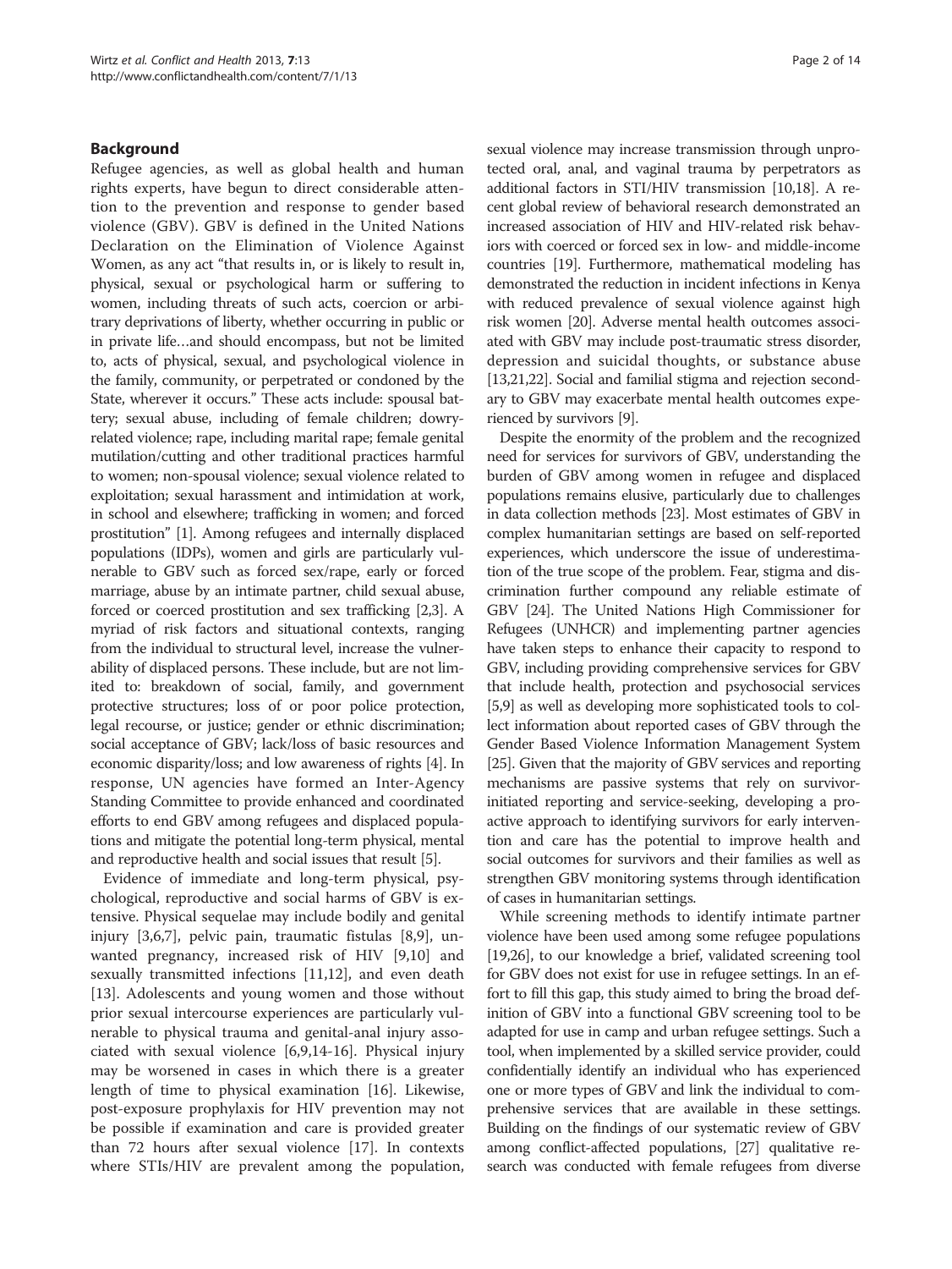## Background

Refugee agencies, as well as global health and human rights experts, have begun to direct considerable attention to the prevention and response to gender based violence (GBV). GBV is defined in the United Nations Declaration on the Elimination of Violence Against Women, as any act "that results in, or is likely to result in, physical, sexual or psychological harm or suffering to women, including threats of such acts, coercion or arbitrary deprivations of liberty, whether occurring in public or in private life…and should encompass, but not be limited to, acts of physical, sexual, and psychological violence in the family, community, or perpetrated or condoned by the State, wherever it occurs." These acts include: spousal battery; sexual abuse, including of female children; dowry-related violence; rape, including marital rape; female genital mutilation/cutting and other traditional practices harmful to women; non-spousal violence; sexual violence related to exploitation; sexual harassment and intimidation at work, in school and elsewhere; trafficking in women; and forced prostitution" [1]. Among refugees and internally displaced populations (IDPs), women and girls are particularly vulnerable to GBV such as forced sex/rape, early or forced marriage, abuse by an intimate partner, child sexual abuse, forced or coerced prostitution and sex trafficking [2,3]. A myriad of risk factors and situational contexts, ranging from the individual to structural level, increase the vulnerability of displaced persons. These include, but are not limited to: breakdown of social, family, and government protective structures; loss of or poor police protection, legal recourse, or justice; gender or ethnic discrimination; social acceptance of GBV; lack/loss of basic resources and economic disparity/loss; and low awareness of rights [4]. In response, UN agencies have formed an Inter-Agency Standing Committee to provide enhanced and coordinated efforts to end GBV among refugees and displaced populations and mitigate the potential long-term physical, mental and reproductive health and social issues that result [5].

Evidence of immediate and long-term physical, psychological, reproductive and social harms of GBV is extensive. Physical sequelae may include bodily and genital injury [3,6,7], pelvic pain, traumatic fistulas [8,9], unwanted pregnancy, increased risk of HIV [9,10] and sexually transmitted infections [11,12], and even death [13]. Adolescents and young women and those without prior sexual intercourse experiences are particularly vulnerable to physical trauma and genital-anal injury associated with sexual violence [6,9,14-16]. Physical injury may be worsened in cases in which there is a greater length of time to physical examination [16]. Likewise, post-exposure prophylaxis for HIV prevention may not be possible if examination and care is provided greater than 72 hours after sexual violence [17]. In contexts where STIs/HIV are prevalent among the population, sexual violence may increase transmission through unprotected oral, anal, and vaginal trauma by perpetrators as additional factors in STI/HIV transmission [10,18]. A recent global review of behavioral research demonstrated an increased association of HIV and HIV-related risk behaviors with coerced or forced sex in low- and middle-income countries [19]. Furthermore, mathematical modeling has demonstrated the reduction in incident infections in Kenya with reduced prevalence of sexual violence against high risk women [20]. Adverse mental health outcomes associated with GBV may include post-traumatic stress disorder, depression and suicidal thoughts, or substance abuse [13,21,22]. Social and familial stigma and rejection secondary to GBV may exacerbate mental health outcomes experienced by survivors [9].

Despite the enormity of the problem and the recognized need for services for survivors of GBV, understanding the burden of GBV among women in refugee and displaced populations remains elusive, particularly due to challenges in data collection methods [23]. Most estimates of GBV in complex humanitarian settings are based on self-reported experiences, which underscore the issue of underestimation of the true scope of the problem. Fear, stigma and discrimination further compound any reliable estimate of GBV [24]. The United Nations High Commissioner for Refugees (UNHCR) and implementing partner agencies have taken steps to enhance their capacity to respond to GBV, including providing comprehensive services for GBV that include health, protection and psychosocial services [5,9] as well as developing more sophisticated tools to collect information about reported cases of GBV through the Gender Based Violence Information Management System [25]. Given that the majority of GBV services and reporting mechanisms are passive systems that rely on survivor-initiated reporting and service-seeking, developing a proactive approach to identifying survivors for early intervention and care has the potential to improve health and social outcomes for survivors and their families as well as strengthen GBV monitoring systems through identification of cases in humanitarian settings.

While screening methods to identify intimate partner violence have been used among some refugee populations [19,26], to our knowledge a brief, validated screening tool for GBV does not exist for use in refugee settings. In an effort to fill this gap, this study aimed to bring the broad definition of GBV into a functional GBV screening tool to be adapted for use in camp and urban refugee settings. Such a tool, when implemented by a skilled service provider, could confidentially identify an individual who has experienced one or more types of GBV and link the individual to comprehensive services that are available in these settings. Building on the findings of our systematic review of GBV among conflict-affected populations, [27] qualitative research was conducted with female refugees from diverse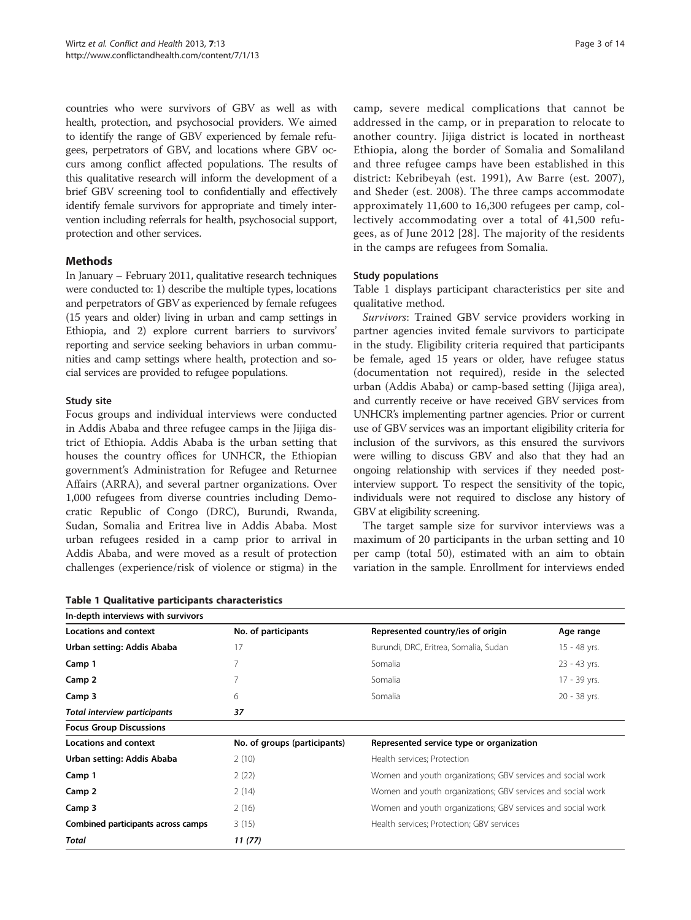countries who were survivors of GBV as well as with health, protection, and psychosocial providers. We aimed to identify the range of GBV experienced by female refugees, perpetrators of GBV, and locations where GBV occurs among conflict affected populations. The results of this qualitative research will inform the development of a brief GBV screening tool to confidentially and effectively identify female survivors for appropriate and timely intervention including referrals for health, psychosocial support, protection and other services.

## Methods

In January – February 2011, qualitative research techniques were conducted to: 1) describe the multiple types, locations and perpetrators of GBV as experienced by female refugees (15 years and older) living in urban and camp settings in Ethiopia, and 2) explore current barriers to survivors' reporting and service seeking behaviors in urban communities and camp settings where health, protection and social services are provided to refugee populations.

### Study site

Focus groups and individual interviews were conducted in Addis Ababa and three refugee camps in the Jijiga district of Ethiopia. Addis Ababa is the urban setting that houses the country offices for UNHCR, the Ethiopian government's Administration for Refugee and Returnee Affairs (ARRA), and several partner organizations. Over 1,000 refugees from diverse countries including Democratic Republic of Congo (DRC), Burundi, Rwanda, Sudan, Somalia and Eritrea live in Addis Ababa. Most urban refugees resided in a camp prior to arrival in Addis Ababa, and were moved as a result of protection challenges (experience/risk of violence or stigma) in the camp, severe medical complications that cannot be addressed in the camp, or in preparation to relocate to another country. Jijiga district is located in northeast Ethiopia, along the border of Somalia and Somaliland and three refugee camps have been established in this district: Kebribeyah (est. 1991), Aw Barre (est. 2007), and Sheder (est. 2008). The three camps accommodate approximately 11,600 to 16,300 refugees per camp, collectively accommodating over a total of 41,500 refugees, as of June 2012 [28]. The majority of the residents in the camps are refugees from Somalia.

### Study populations

Table 1 displays participant characteristics per site and qualitative method.

*Survivors*: Trained GBV service providers working in partner agencies invited female survivors to participate in the study. Eligibility criteria required that participants be female, aged 15 years or older, have refugee status (documentation not required), reside in the selected urban (Addis Ababa) or camp-based setting (Jijiga area), and currently receive or have received GBV services from UNHCR's implementing partner agencies. Prior or current use of GBV services was an important eligibility criteria for inclusion of the survivors, as this ensured the survivors were willing to discuss GBV and also that they had an ongoing relationship with services if they needed post-interview support. To respect the sensitivity of the topic, individuals were not required to disclose any history of GBV at eligibility screening.

The target sample size for survivor interviews was a maximum of 20 participants in the urban setting and 10 per camp (total 50), estimated with an aim to obtain variation in the sample. Enrollment for interviews ended

**Table 1 Qualitative participants characteristics**

| **In-depth interviews with survivors** | | | |
|---|---|---|---|
| **Locations and context** | **No. of participants** | **Represented country/ies of origin** | **Age range** |
| **Urban setting: Addis Ababa** | 17 | Burundi, DRC, Eritrea, Somalia, Sudan | 15 - 48 yrs. |
| **Camp 1** | 7 | Somalia | 23 - 43 yrs. |
| **Camp 2** | 7 | Somalia | 17 - 39 yrs. |
| **Camp 3** | 6 | Somalia | 20 - 38 yrs. |
| ***Total interview participants*** | ***37*** | | |
| **Focus Group Discussions** | | | |
| **Locations and context** | **No. of groups (participants)** | **Represented service type or organization** | |
| **Urban setting: Addis Ababa** | 2 (10) | Health services; Protection | |
| **Camp 1** | 2 (22) | Women and youth organizations; GBV services and social work | |
| **Camp 2** | 2 (14) | Women and youth organizations; GBV services and social work | |
| **Camp 3** | 2 (16) | Women and youth organizations; GBV services and social work | |
| **Combined participants across camps** | 3 (15) | Health services; Protection; GBV services | |
| ***Total*** | ***11 (77)*** | | |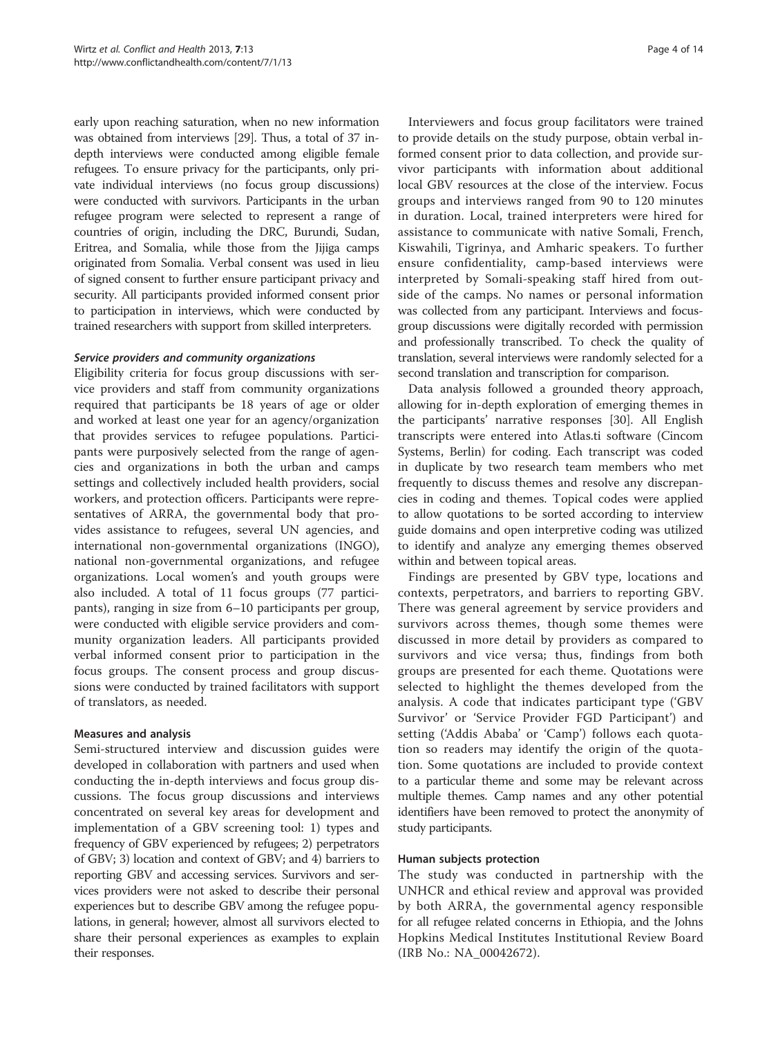early upon reaching saturation, when no new information was obtained from interviews [29]. Thus, a total of 37 in-depth interviews were conducted among eligible female refugees. To ensure privacy for the participants, only private individual interviews (no focus group discussions) were conducted with survivors. Participants in the urban refugee program were selected to represent a range of countries of origin, including the DRC, Burundi, Sudan, Eritrea, and Somalia, while those from the Jijiga camps originated from Somalia. Verbal consent was used in lieu of signed consent to further ensure participant privacy and security. All participants provided informed consent prior to participation in interviews, which were conducted by trained researchers with support from skilled interpreters.

#### *Service providers and community organizations*

Eligibility criteria for focus group discussions with service providers and staff from community organizations required that participants be 18 years of age or older and worked at least one year for an agency/organization that provides services to refugee populations. Participants were purposively selected from the range of agencies and organizations in both the urban and camps settings and collectively included health providers, social workers, and protection officers. Participants were representatives of ARRA, the governmental body that provides assistance to refugees, several UN agencies, and international non-governmental organizations (INGO), national non-governmental organizations, and refugee organizations. Local women's and youth groups were also included. A total of 11 focus groups (77 participants), ranging in size from 6–10 participants per group, were conducted with eligible service providers and community organization leaders. All participants provided verbal informed consent prior to participation in the focus groups. The consent process and group discussions were conducted by trained facilitators with support of translators, as needed.

### Measures and analysis

Semi-structured interview and discussion guides were developed in collaboration with partners and used when conducting the in-depth interviews and focus group discussions. The focus group discussions and interviews concentrated on several key areas for development and implementation of a GBV screening tool: 1) types and frequency of GBV experienced by refugees; 2) perpetrators of GBV; 3) location and context of GBV; and 4) barriers to reporting GBV and accessing services. Survivors and services providers were not asked to describe their personal experiences but to describe GBV among the refugee populations, in general; however, almost all survivors elected to share their personal experiences as examples to explain their responses.

Interviewers and focus group facilitators were trained to provide details on the study purpose, obtain verbal informed consent prior to data collection, and provide survivor participants with information about additional local GBV resources at the close of the interview. Focus groups and interviews ranged from 90 to 120 minutes in duration. Local, trained interpreters were hired for assistance to communicate with native Somali, French, Kiswahili, Tigrinya, and Amharic speakers. To further ensure confidentiality, camp-based interviews were interpreted by Somali-speaking staff hired from outside of the camps. No names or personal information was collected from any participant. Interviews and focus-group discussions were digitally recorded with permission and professionally transcribed. To check the quality of translation, several interviews were randomly selected for a second translation and transcription for comparison.

Data analysis followed a grounded theory approach, allowing for in-depth exploration of emerging themes in the participants' narrative responses [30]. All English transcripts were entered into Atlas.ti software (Cincom Systems, Berlin) for coding. Each transcript was coded in duplicate by two research team members who met frequently to discuss themes and resolve any discrepancies in coding and themes. Topical codes were applied to allow quotations to be sorted according to interview guide domains and open interpretive coding was utilized to identify and analyze any emerging themes observed within and between topical areas.

Findings are presented by GBV type, locations and contexts, perpetrators, and barriers to reporting GBV. There was general agreement by service providers and survivors across themes, though some themes were discussed in more detail by providers as compared to survivors and vice versa; thus, findings from both groups are presented for each theme. Quotations were selected to highlight the themes developed from the analysis. A code that indicates participant type ('GBV Survivor' or 'Service Provider FGD Participant') and setting ('Addis Ababa' or 'Camp') follows each quotation so readers may identify the origin of the quotation. Some quotations are included to provide context to a particular theme and some may be relevant across multiple themes. Camp names and any other potential identifiers have been removed to protect the anonymity of study participants.

### Human subjects protection

The study was conducted in partnership with the UNHCR and ethical review and approval was provided by both ARRA, the governmental agency responsible for all refugee related concerns in Ethiopia, and the Johns Hopkins Medical Institutes Institutional Review Board (IRB No.: NA_00042672).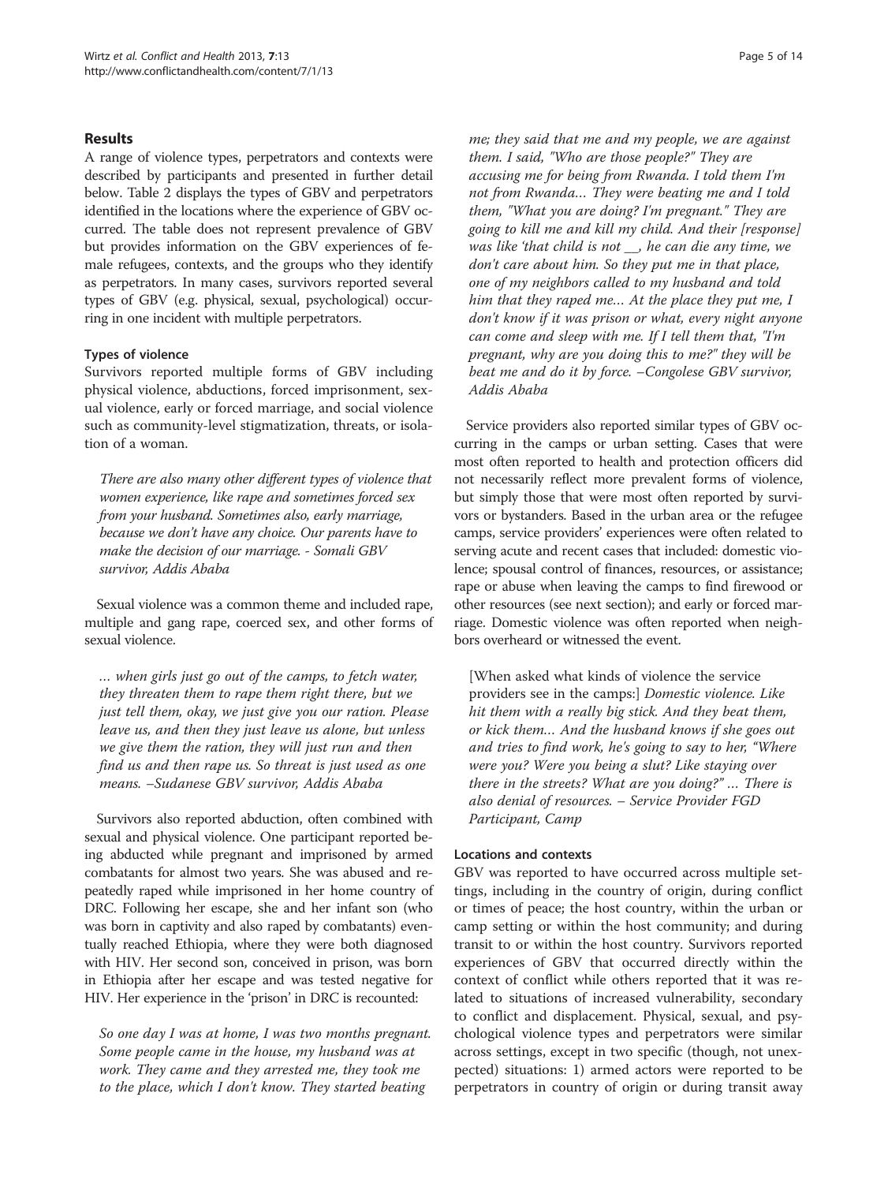## Results

A range of violence types, perpetrators and contexts were described by participants and presented in further detail below. Table 2 displays the types of GBV and perpetrators identified in the locations where the experience of GBV occurred. The table does not represent prevalence of GBV but provides information on the GBV experiences of female refugees, contexts, and the groups who they identify as perpetrators. In many cases, survivors reported several types of GBV (e.g. physical, sexual, psychological) occurring in one incident with multiple perpetrators.

### Types of violence

Survivors reported multiple forms of GBV including physical violence, abductions, forced imprisonment, sexual violence, early or forced marriage, and social violence such as community-level stigmatization, threats, or isolation of a woman.

> *There are also many other different types of violence that women experience, like rape and sometimes forced sex from your husband. Sometimes also, early marriage, because we don't have any choice. Our parents have to make the decision of our marriage. - Somali GBV survivor, Addis Ababa*

Sexual violence was a common theme and included rape, multiple and gang rape, coerced sex, and other forms of sexual violence.

> *… when girls just go out of the camps, to fetch water, they threaten them to rape them right there, but we just tell them, okay, we just give you our ration. Please leave us, and then they just leave us alone, but unless we give them the ration, they will just run and then find us and then rape us. So threat is just used as one means. –Sudanese GBV survivor, Addis Ababa*

Survivors also reported abduction, often combined with sexual and physical violence. One participant reported being abducted while pregnant and imprisoned by armed combatants for almost two years. She was abused and repeatedly raped while imprisoned in her home country of DRC. Following her escape, she and her infant son (who was born in captivity and also raped by combatants) eventually reached Ethiopia, where they were both diagnosed with HIV. Her second son, conceived in prison, was born in Ethiopia after her escape and was tested negative for HIV. Her experience in the 'prison' in DRC is recounted:

> *So one day I was at home, I was two months pregnant. Some people came in the house, my husband was at work. They came and they arrested me, they took me to the place, which I don't know. They started beating me; they said that me and my people, we are against them. I said, "Who are those people?" They are accusing me for being from Rwanda. I told them I'm not from Rwanda… They were beating me and I told them, "What you are doing? I'm pregnant." They are going to kill me and kill my child. And their [response] was like 'that child is not __, he can die any time, we don't care about him. So they put me in that place, one of my neighbors called to my husband and told him that they raped me… At the place they put me, I don't know if it was prison or what, every night anyone can come and sleep with me. If I tell them that, "I'm pregnant, why are you doing this to me?" they will be beat me and do it by force. –Congolese GBV survivor, Addis Ababa*

Service providers also reported similar types of GBV occurring in the camps or urban setting. Cases that were most often reported to health and protection officers did not necessarily reflect more prevalent forms of violence, but simply those that were most often reported by survivors or bystanders. Based in the urban area or the refugee camps, service providers' experiences were often related to serving acute and recent cases that included: domestic violence; spousal control of finances, resources, or assistance; rape or abuse when leaving the camps to find firewood or other resources (see next section); and early or forced marriage. Domestic violence was often reported when neighbors overheard or witnessed the event.

> [When asked what kinds of violence the service providers see in the camps:] *Domestic violence. Like hit them with a really big stick. And they beat them, or kick them… And the husband knows if she goes out and tries to find work, he's going to say to her, "Where were you? Were you being a slut? Like staying over there in the streets? What are you doing?" … There is also denial of resources. – Service Provider FGD Participant, Camp*

### Locations and contexts

GBV was reported to have occurred across multiple settings, including in the country of origin, during conflict or times of peace; the host country, within the urban or camp setting or within the host community; and during transit to or within the host country. Survivors reported experiences of GBV that occurred directly within the context of conflict while others reported that it was related to situations of increased vulnerability, secondary to conflict and displacement. Physical, sexual, and psychological violence types and perpetrators were similar across settings, except in two specific (though, not unexpected) situations: 1) armed actors were reported to be perpetrators in country of origin or during transit away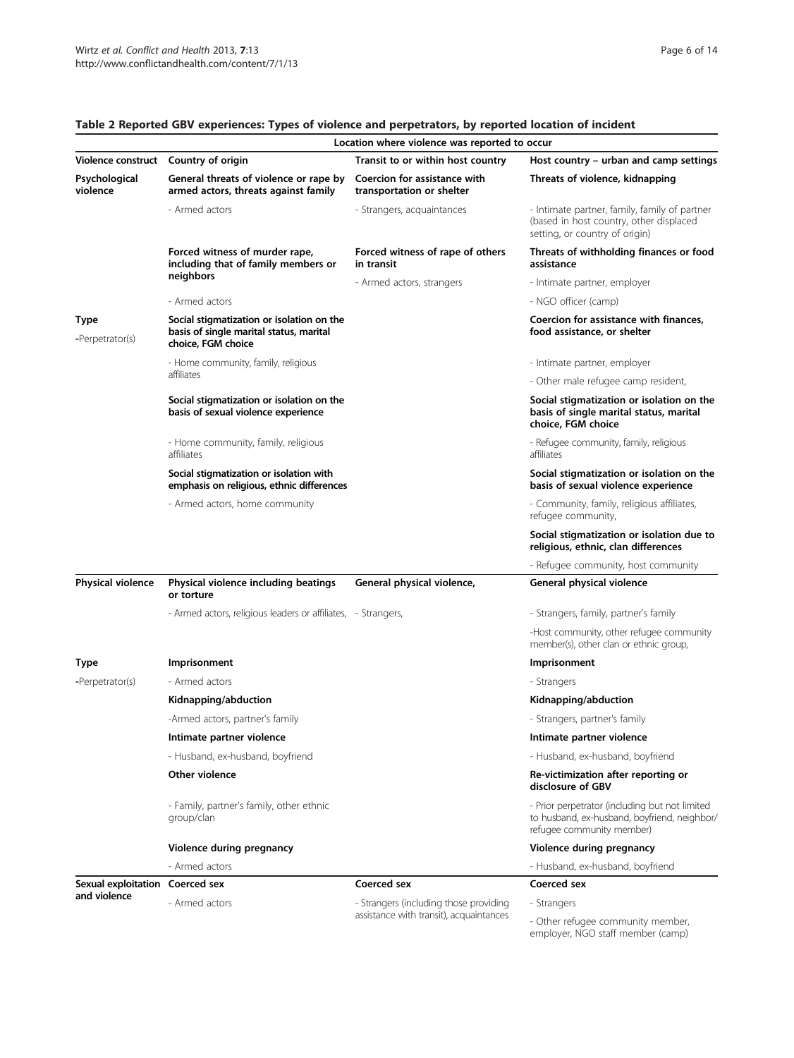**Table 2 Reported GBV experiences: Types of violence and perpetrators, by reported location of incident**

| | Location where violence was reported to occur | | |
|---|---|---|---|
| **Violence construct** | **Country of origin** | **Transit to or within host country** | **Host country – urban and camp settings** |
| **Psychological violence** | **General threats of violence or rape by armed actors, threats against family** | **Coercion for assistance with transportation or shelter** | **Threats of violence, kidnapping** |
| | - Armed actors | - Strangers, acquaintances | - Intimate partner, family, family of partner (based in host country, other displaced setting, or country of origin) |
| | **Forced witness of murder rape, including that of family members or neighbors** | **Forced witness of rape of others in transit** | **Threats of withholding finances or food assistance** |
| | | - Armed actors, strangers | - Intimate partner, employer |
| | - Armed actors | | - NGO officer (camp) |
| **Type** -Perpetrator(s) | **Social stigmatization or isolation on the basis of single marital status, marital choice, FGM choice** | | **Coercion for assistance with finances, food assistance, or shelter** |
| | - Home community, family, religious affiliates | | - Intimate partner, employer<br>- Other male refugee camp resident, |
| | **Social stigmatization or isolation on the basis of sexual violence experience** | | **Social stigmatization or isolation on the basis of single marital status, marital choice, FGM choice** |
| | - Home community, family, religious affiliates | | - Refugee community, family, religious affiliates |
| | **Social stigmatization or isolation with emphasis on religious, ethnic differences** | | **Social stigmatization or isolation on the basis of sexual violence experience** |
| | - Armed actors, home community | | - Community, family, religious affiliates, refugee community, |
| | | | **Social stigmatization or isolation due to religious, ethnic, clan differences** |
| | | | - Refugee community, host community |
| **Physical violence** | **Physical violence including beatings or torture** | **General physical violence,** | **General physical violence** |
| | - Armed actors, religious leaders or affiliates, | - Strangers, | - Strangers, family, partner's family |
| | | | -Host community, other refugee community member(s), other clan or ethnic group, |
| **Type** | **Imprisonment** | | **Imprisonment** |
| -Perpetrator(s) | - Armed actors | | - Strangers |
| | **Kidnapping/abduction** | | **Kidnapping/abduction** |
| | -Armed actors, partner's family | | - Strangers, partner's family |
| | **Intimate partner violence** | | **Intimate partner violence** |
| | - Husband, ex-husband, boyfriend | | - Husband, ex-husband, boyfriend |
| | **Other violence** | | **Re-victimization after reporting or disclosure of GBV** |
| | - Family, partner's family, other ethnic group/clan | | - Prior perpetrator (including but not limited to husband, ex-husband, boyfriend, neighbor/ refugee community member) |
| | **Violence during pregnancy** | | **Violence during pregnancy** |
| | - Armed actors | | - Husband, ex-husband, boyfriend |
| **Sexual exploitation and violence** | **Coerced sex** | **Coerced sex** | **Coerced sex** |
| | - Armed actors | - Strangers (including those providing assistance with transit), acquaintances | - Strangers<br>- Other refugee community member, employer, NGO staff member (camp) |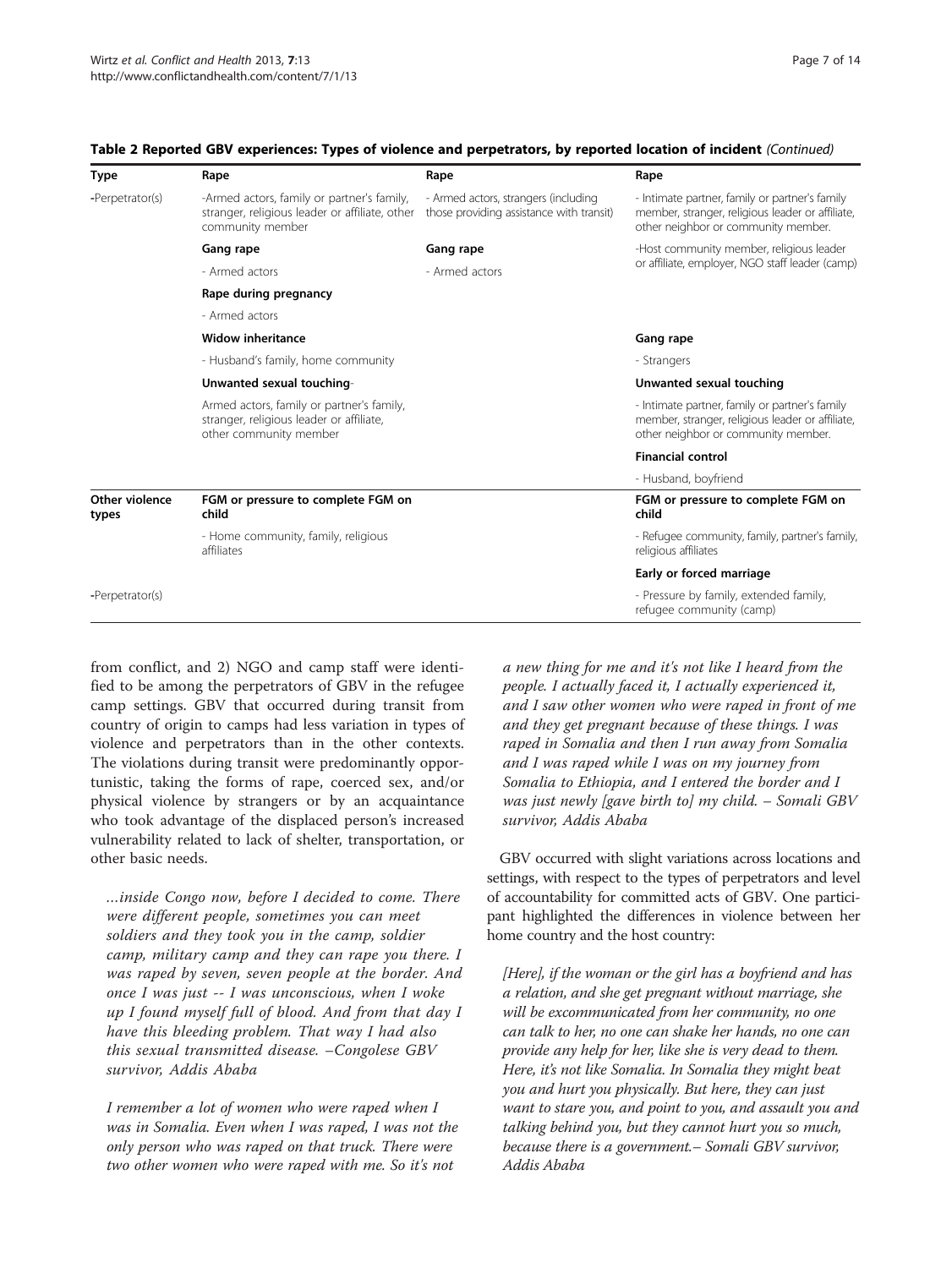**Table 2 Reported GBV experiences: Types of violence and perpetrators, by reported location of incident** *(Continued)*

| Type | Rape | Rape | Rape |
|---|---|---|---|
| -Perpetrator(s) | -Armed actors, family or partner's family, stranger, religious leader or affiliate, other community member | - Armed actors, strangers (including those providing assistance with transit) | - Intimate partner, family or partner's family member, stranger, religious leader or affiliate, other neighbor or community member. |
| | **Gang rape** | **Gang rape** | -Host community member, religious leader or affiliate, employer, NGO staff leader (camp) |
| | - Armed actors | - Armed actors | |
| | **Rape during pregnancy** | | |
| | - Armed actors | | |
| | **Widow inheritance** | | **Gang rape** |
| | - Husband's family, home community | | - Strangers |
| | **Unwanted sexual touching**- | | **Unwanted sexual touching** |
| | Armed actors, family or partner's family, stranger, religious leader or affiliate, other community member | | - Intimate partner, family or partner's family member, stranger, religious leader or affiliate, other neighbor or community member. |
| | | | **Financial control** |
| | | | - Husband, boyfriend |
| **Other violence types** | **FGM or pressure to complete FGM on child** | | **FGM or pressure to complete FGM on child** |
| | - Home community, family, religious affiliates | | - Refugee community, family, partner's family, religious affiliates |
| | | | **Early or forced marriage** |
| -Perpetrator(s) | | | - Pressure by family, extended family, refugee community (camp) |

from conflict, and 2) NGO and camp staff were identified to be among the perpetrators of GBV in the refugee camp settings. GBV that occurred during transit from country of origin to camps had less variation in types of violence and perpetrators than in the other contexts. The violations during transit were predominantly opportunistic, taking the forms of rape, coerced sex, and/or physical violence by strangers or by an acquaintance who took advantage of the displaced person's increased vulnerability related to lack of shelter, transportation, or other basic needs.

> *...inside Congo now, before I decided to come. There were different people, sometimes you can meet soldiers and they took you in the camp, soldier camp, military camp and they can rape you there. I was raped by seven, seven people at the border. And once I was just -- I was unconscious, when I woke up I found myself full of blood. And from that day I have this bleeding problem. That way I had also this sexual transmitted disease. –Congolese GBV survivor, Addis Ababa*

> *I remember a lot of women who were raped when I was in Somalia. Even when I was raped, I was not the only person who was raped on that truck. There were two other women who were raped with me. So it's not a new thing for me and it's not like I heard from the people. I actually faced it, I actually experienced it, and I saw other women who were raped in front of me and they get pregnant because of these things. I was raped in Somalia and then I run away from Somalia and I was raped while I was on my journey from Somalia to Ethiopia, and I entered the border and I was just newly [gave birth to] my child. – Somali GBV survivor, Addis Ababa*

GBV occurred with slight variations across locations and settings, with respect to the types of perpetrators and level of accountability for committed acts of GBV. One participant highlighted the differences in violence between her home country and the host country:

> *[Here], if the woman or the girl has a boyfriend and has a relation, and she get pregnant without marriage, she will be excommunicated from her community, no one can talk to her, no one can shake her hands, no one can provide any help for her, like she is very dead to them. Here, it's not like Somalia. In Somalia they might beat you and hurt you physically. But here, they can just want to stare you, and point to you, and assault you and talking behind you, but they cannot hurt you so much, because there is a government.– Somali GBV survivor, Addis Ababa*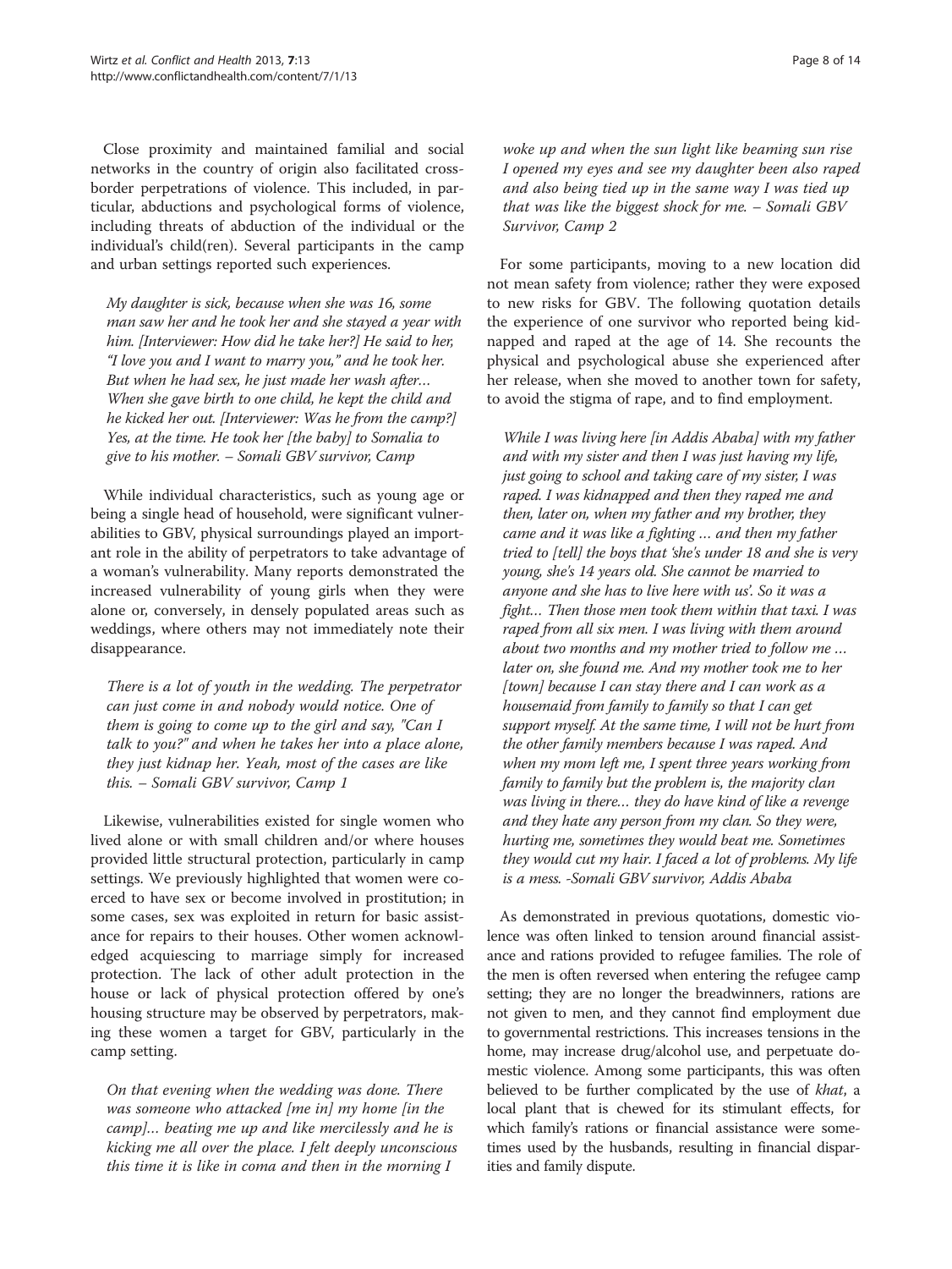Close proximity and maintained familial and social networks in the country of origin also facilitated cross-border perpetrations of violence. This included, in particular, abductions and psychological forms of violence, including threats of abduction of the individual or the individual's child(ren). Several participants in the camp and urban settings reported such experiences.

> *My daughter is sick, because when she was 16, some man saw her and he took her and she stayed a year with him. [Interviewer: How did he take her?] He said to her, "I love you and I want to marry you," and he took her. But when he had sex, he just made her wash after… When she gave birth to one child, he kept the child and he kicked her out. [Interviewer: Was he from the camp?] Yes, at the time. He took her [the baby] to Somalia to give to his mother. – Somali GBV survivor, Camp*

While individual characteristics, such as young age or being a single head of household, were significant vulnerabilities to GBV, physical surroundings played an important role in the ability of perpetrators to take advantage of a woman's vulnerability. Many reports demonstrated the increased vulnerability of young girls when they were alone or, conversely, in densely populated areas such as weddings, where others may not immediately note their disappearance.

> *There is a lot of youth in the wedding. The perpetrator can just come in and nobody would notice. One of them is going to come up to the girl and say, "Can I talk to you?" and when he takes her into a place alone, they just kidnap her. Yeah, most of the cases are like this. – Somali GBV survivor, Camp 1*

Likewise, vulnerabilities existed for single women who lived alone or with small children and/or where houses provided little structural protection, particularly in camp settings. We previously highlighted that women were coerced to have sex or become involved in prostitution; in some cases, sex was exploited in return for basic assistance for repairs to their houses. Other women acknowledged acquiescing to marriage simply for increased protection. The lack of other adult protection in the house or lack of physical protection offered by one's housing structure may be observed by perpetrators, making these women a target for GBV, particularly in the camp setting.

> *On that evening when the wedding was done. There was someone who attacked [me in] my home [in the camp]… beating me up and like mercilessly and he is kicking me all over the place. I felt deeply unconscious this time it is like in coma and then in the morning I woke up and when the sun light like beaming sun rise I opened my eyes and see my daughter been also raped and also being tied up in the same way I was tied up that was like the biggest shock for me. – Somali GBV Survivor, Camp 2*

For some participants, moving to a new location did not mean safety from violence; rather they were exposed to new risks for GBV. The following quotation details the experience of one survivor who reported being kidnapped and raped at the age of 14. She recounts the physical and psychological abuse she experienced after her release, when she moved to another town for safety, to avoid the stigma of rape, and to find employment.

> *While I was living here [in Addis Ababa] with my father and with my sister and then I was just having my life, just going to school and taking care of my sister, I was raped. I was kidnapped and then they raped me and then, later on, when my father and my brother, they came and it was like a fighting … and then my father tried to [tell] the boys that 'she's under 18 and she is very young, she's 14 years old. She cannot be married to anyone and she has to live here with us'. So it was a fight… Then those men took them within that taxi. I was raped from all six men. I was living with them around about two months and my mother tried to follow me … later on, she found me. And my mother took me to her [town] because I can stay there and I can work as a housemaid from family to family so that I can get support myself. At the same time, I will not be hurt from the other family members because I was raped. And when my mom left me, I spent three years working from family to family but the problem is, the majority clan was living in there… they do have kind of like a revenge and they hate any person from my clan. So they were, hurting me, sometimes they would beat me. Sometimes they would cut my hair. I faced a lot of problems. My life is a mess. -Somali GBV survivor, Addis Ababa*

As demonstrated in previous quotations, domestic violence was often linked to tension around financial assistance and rations provided to refugee families. The role of the men is often reversed when entering the refugee camp setting; they are no longer the breadwinners, rations are not given to men, and they cannot find employment due to governmental restrictions. This increases tensions in the home, may increase drug/alcohol use, and perpetuate domestic violence. Among some participants, this was often believed to be further complicated by the use of *khat*, a local plant that is chewed for its stimulant effects, for which family's rations or financial assistance were sometimes used by the husbands, resulting in financial disparities and family dispute.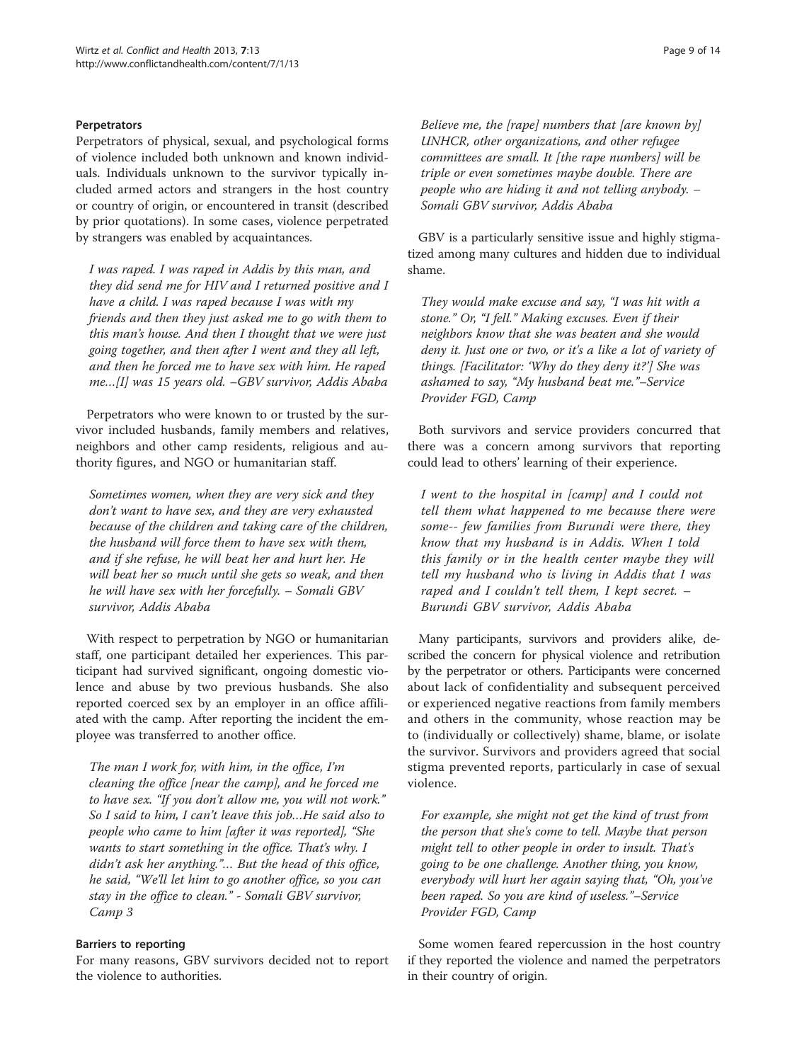### Perpetrators

Perpetrators of physical, sexual, and psychological forms of violence included both unknown and known individuals. Individuals unknown to the survivor typically included armed actors and strangers in the host country or country of origin, or encountered in transit (described by prior quotations). In some cases, violence perpetrated by strangers was enabled by acquaintances.

> *I was raped. I was raped in Addis by this man, and they did send me for HIV and I returned positive and I have a child. I was raped because I was with my friends and then they just asked me to go with them to this man's house. And then I thought that we were just going together, and then after I went and they all left, and then he forced me to have sex with him. He raped me…[I] was 15 years old. –GBV survivor, Addis Ababa*

Perpetrators who were known to or trusted by the survivor included husbands, family members and relatives, neighbors and other camp residents, religious and authority figures, and NGO or humanitarian staff.

> *Sometimes women, when they are very sick and they don't want to have sex, and they are very exhausted because of the children and taking care of the children, the husband will force them to have sex with them, and if she refuse, he will beat her and hurt her. He will beat her so much until she gets so weak, and then he will have sex with her forcefully. – Somali GBV survivor, Addis Ababa*

With respect to perpetration by NGO or humanitarian staff, one participant detailed her experiences. This participant had survived significant, ongoing domestic violence and abuse by two previous husbands. She also reported coerced sex by an employer in an office affiliated with the camp. After reporting the incident the employee was transferred to another office.

> *The man I work for, with him, in the office, I'm cleaning the office [near the camp], and he forced me to have sex. "If you don't allow me, you will not work." So I said to him, I can't leave this job…He said also to people who came to him [after it was reported], "She wants to start something in the office. That's why. I didn't ask her anything."… But the head of this office, he said, "We'll let him to go another office, so you can stay in the office to clean." - Somali GBV survivor, Camp 3*

### Barriers to reporting

For many reasons, GBV survivors decided not to report the violence to authorities.

> *Believe me, the [rape] numbers that [are known by] UNHCR, other organizations, and other refugee committees are small. It [the rape numbers] will be triple or even sometimes maybe double. There are people who are hiding it and not telling anybody. – Somali GBV survivor, Addis Ababa*

GBV is a particularly sensitive issue and highly stigmatized among many cultures and hidden due to individual shame.

> *They would make excuse and say, "I was hit with a stone." Or, "I fell." Making excuses. Even if their neighbors know that she was beaten and she would deny it. Just one or two, or it's a like a lot of variety of things. [Facilitator: 'Why do they deny it?'] She was ashamed to say, "My husband beat me."–Service Provider FGD, Camp*

Both survivors and service providers concurred that there was a concern among survivors that reporting could lead to others' learning of their experience.

> *I went to the hospital in [camp] and I could not tell them what happened to me because there were some-- few families from Burundi were there, they know that my husband is in Addis. When I told this family or in the health center maybe they will tell my husband who is living in Addis that I was raped and I couldn't tell them, I kept secret. – Burundi GBV survivor, Addis Ababa*

Many participants, survivors and providers alike, described the concern for physical violence and retribution by the perpetrator or others. Participants were concerned about lack of confidentiality and subsequent perceived or experienced negative reactions from family members and others in the community, whose reaction may be to (individually or collectively) shame, blame, or isolate the survivor. Survivors and providers agreed that social stigma prevented reports, particularly in case of sexual violence.

> *For example, she might not get the kind of trust from the person that she's come to tell. Maybe that person might tell to other people in order to insult. That's going to be one challenge. Another thing, you know, everybody will hurt her again saying that, "Oh, you've been raped. So you are kind of useless."–Service Provider FGD, Camp*

Some women feared repercussion in the host country if they reported the violence and named the perpetrators in their country of origin.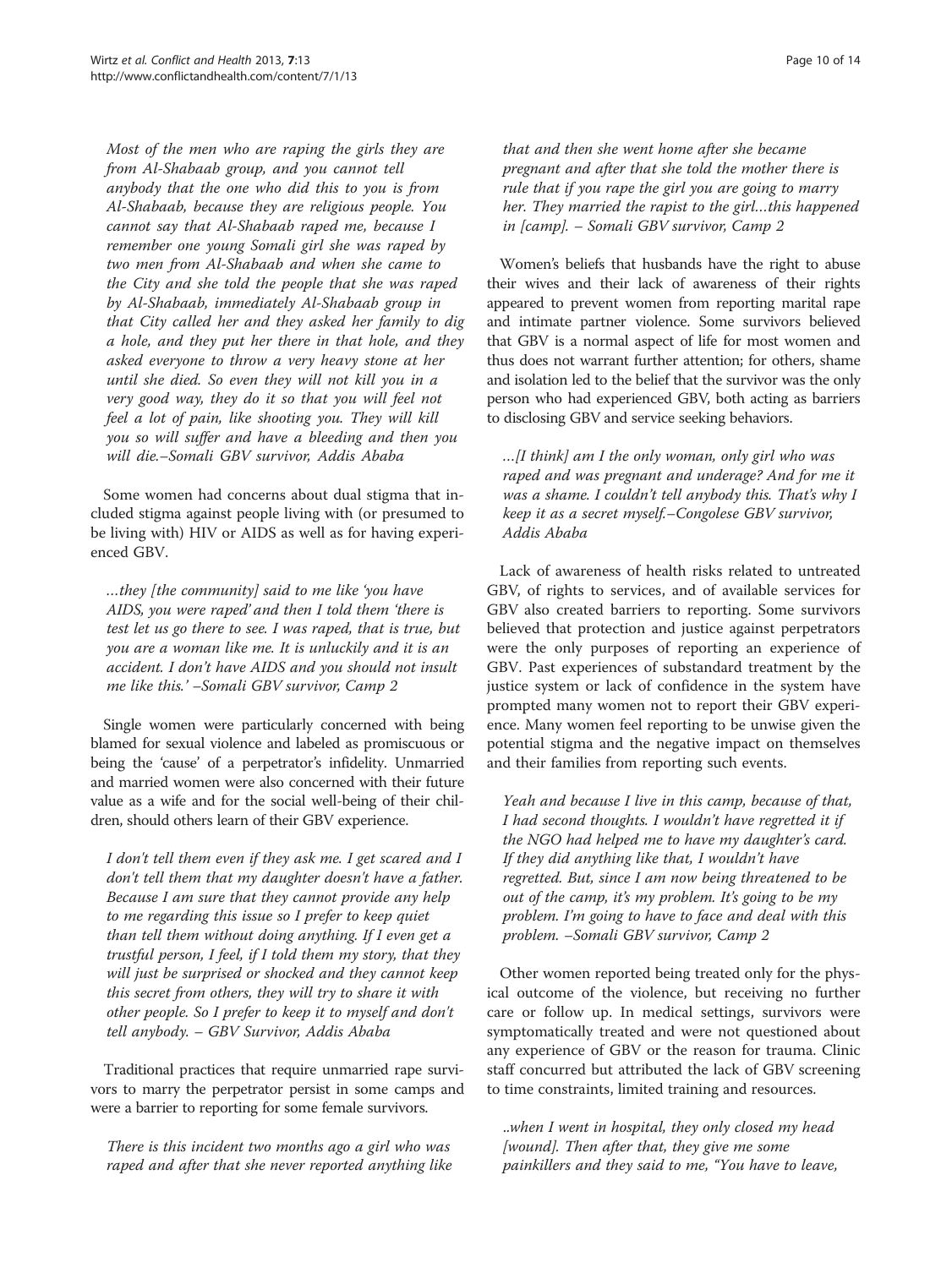*Most of the men who are raping the girls they are from Al-Shabaab group, and you cannot tell anybody that the one who did this to you is from Al-Shabaab, because they are religious people. You cannot say that Al-Shabaab raped me, because I remember one young Somali girl she was raped by two men from Al-Shabaab and when she came to the City and she told the people that she was raped by Al-Shabaab, immediately Al-Shabaab group in that City called her and they asked her family to dig a hole, and they put her there in that hole, and they asked everyone to throw a very heavy stone at her until she died. So even they will not kill you in a very good way, they do it so that you will feel not feel a lot of pain, like shooting you. They will kill you so will suffer and have a bleeding and then you will die.–Somali GBV survivor, Addis Ababa*

Some women had concerns about dual stigma that included stigma against people living with (or presumed to be living with) HIV or AIDS as well as for having experienced GBV.

*…they [the community] said to me like 'you have AIDS, you were raped' and then I told them 'there is test let us go there to see. I was raped, that is true, but you are a woman like me. It is unluckily and it is an accident. I don't have AIDS and you should not insult me like this.' –Somali GBV survivor, Camp 2*

Single women were particularly concerned with being blamed for sexual violence and labeled as promiscuous or being the 'cause' of a perpetrator's infidelity. Unmarried and married women were also concerned with their future value as a wife and for the social well-being of their children, should others learn of their GBV experience.

*I don't tell them even if they ask me. I get scared and I don't tell them that my daughter doesn't have a father. Because I am sure that they cannot provide any help to me regarding this issue so I prefer to keep quiet than tell them without doing anything. If I even get a trustful person, I feel, if I told them my story, that they will just be surprised or shocked and they cannot keep this secret from others, they will try to share it with other people. So I prefer to keep it to myself and don't tell anybody. – GBV Survivor, Addis Ababa*

Traditional practices that require unmarried rape survivors to marry the perpetrator persist in some camps and were a barrier to reporting for some female survivors.

*There is this incident two months ago a girl who was raped and after that she never reported anything like that and then she went home after she became pregnant and after that she told the mother there is rule that if you rape the girl you are going to marry her. They married the rapist to the girl…this happened in [camp]. – Somali GBV survivor, Camp 2*

Women's beliefs that husbands have the right to abuse their wives and their lack of awareness of their rights appeared to prevent women from reporting marital rape and intimate partner violence. Some survivors believed that GBV is a normal aspect of life for most women and thus does not warrant further attention; for others, shame and isolation led to the belief that the survivor was the only person who had experienced GBV, both acting as barriers to disclosing GBV and service seeking behaviors.

*…[I think] am I the only woman, only girl who was raped and was pregnant and underage? And for me it was a shame. I couldn't tell anybody this. That's why I keep it as a secret myself.–Congolese GBV survivor, Addis Ababa*

Lack of awareness of health risks related to untreated GBV, of rights to services, and of available services for GBV also created barriers to reporting. Some survivors believed that protection and justice against perpetrators were the only purposes of reporting an experience of GBV. Past experiences of substandard treatment by the justice system or lack of confidence in the system have prompted many women not to report their GBV experience. Many women feel reporting to be unwise given the potential stigma and the negative impact on themselves and their families from reporting such events.

*Yeah and because I live in this camp, because of that, I had second thoughts. I wouldn't have regretted it if the NGO had helped me to have my daughter's card. If they did anything like that, I wouldn't have regretted. But, since I am now being threatened to be out of the camp, it's my problem. It's going to be my problem. I'm going to have to face and deal with this problem. –Somali GBV survivor, Camp 2*

Other women reported being treated only for the physical outcome of the violence, but receiving no further care or follow up. In medical settings, survivors were symptomatically treated and were not questioned about any experience of GBV or the reason for trauma. Clinic staff concurred but attributed the lack of GBV screening to time constraints, limited training and resources.

*..when I went in hospital, they only closed my head [wound]. Then after that, they give me some painkillers and they said to me, "You have to leave,*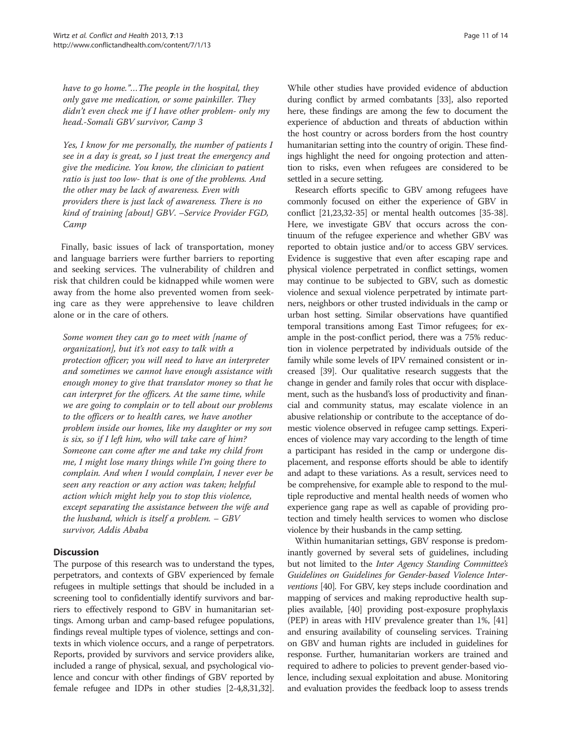*have to go home."…The people in the hospital, they only gave me medication, or some painkiller. They didn't even check me if I have other problem- only my head.-Somali GBV survivor, Camp 3*

*Yes, I know for me personally, the number of patients I see in a day is great, so I just treat the emergency and give the medicine. You know, the clinician to patient ratio is just too low- that is one of the problems. And the other may be lack of awareness. Even with providers there is just lack of awareness. There is no kind of training [about] GBV. –Service Provider FGD, Camp*

Finally, basic issues of lack of transportation, money and language barriers were further barriers to reporting and seeking services. The vulnerability of children and risk that children could be kidnapped while women were away from the home also prevented women from seeking care as they were apprehensive to leave children alone or in the care of others.

*Some women they can go to meet with [name of organization], but it's not easy to talk with a protection officer; you will need to have an interpreter and sometimes we cannot have enough assistance with enough money to give that translator money so that he can interpret for the officers. At the same time, while we are going to complain or to tell about our problems to the officers or to health cares, we have another problem inside our homes, like my daughter or my son is six, so if I left him, who will take care of him? Someone can come after me and take my child from me, I might lose many things while I'm going there to complain. And when I would complain, I never ever be seen any reaction or any action was taken; helpful action which might help you to stop this violence, except separating the assistance between the wife and the husband, which is itself a problem. – GBV survivor, Addis Ababa*

## Discussion

The purpose of this research was to understand the types, perpetrators, and contexts of GBV experienced by female refugees in multiple settings that should be included in a screening tool to confidentially identify survivors and barriers to effectively respond to GBV in humanitarian settings. Among urban and camp-based refugee populations, findings reveal multiple types of violence, settings and contexts in which violence occurs, and a range of perpetrators. Reports, provided by survivors and service providers alike, included a range of physical, sexual, and psychological violence and concur with other findings of GBV reported by female refugee and IDPs in other studies [2-4,8,31,32]. While other studies have provided evidence of abduction during conflict by armed combatants [33], also reported here, these findings are among the few to document the experience of abduction and threats of abduction within the host country or across borders from the host country humanitarian setting into the country of origin. These findings highlight the need for ongoing protection and attention to risks, even when refugees are considered to be settled in a secure setting.

Research efforts specific to GBV among refugees have commonly focused on either the experience of GBV in conflict [21,23,32-35] or mental health outcomes [35-38]. Here, we investigate GBV that occurs across the continuum of the refugee experience and whether GBV was reported to obtain justice and/or to access GBV services. Evidence is suggestive that even after escaping rape and physical violence perpetrated in conflict settings, women may continue to be subjected to GBV, such as domestic violence and sexual violence perpetrated by intimate partners, neighbors or other trusted individuals in the camp or urban host setting. Similar observations have quantified temporal transitions among East Timor refugees; for example in the post-conflict period, there was a 75% reduction in violence perpetrated by individuals outside of the family while some levels of IPV remained consistent or increased [39]. Our qualitative research suggests that the change in gender and family roles that occur with displacement, such as the husband's loss of productivity and financial and community status, may escalate violence in an abusive relationship or contribute to the acceptance of domestic violence observed in refugee camp settings. Experiences of violence may vary according to the length of time a participant has resided in the camp or undergone displacement, and response efforts should be able to identify and adapt to these variations. As a result, services need to be comprehensive, for example able to respond to the multiple reproductive and mental health needs of women who experience gang rape as well as capable of providing protection and timely health services to women who disclose violence by their husbands in the camp setting.

Within humanitarian settings, GBV response is predominantly governed by several sets of guidelines, including but not limited to the *Inter Agency Standing Committee's Guidelines on Guidelines for Gender-based Violence Interventions* [40]. For GBV, key steps include coordination and mapping of services and making reproductive health supplies available, [40] providing post-exposure prophylaxis (PEP) in areas with HIV prevalence greater than 1%, [41] and ensuring availability of counseling services. Training on GBV and human rights are included in guidelines for response. Further, humanitarian workers are trained and required to adhere to policies to prevent gender-based violence, including sexual exploitation and abuse. Monitoring and evaluation provides the feedback loop to assess trends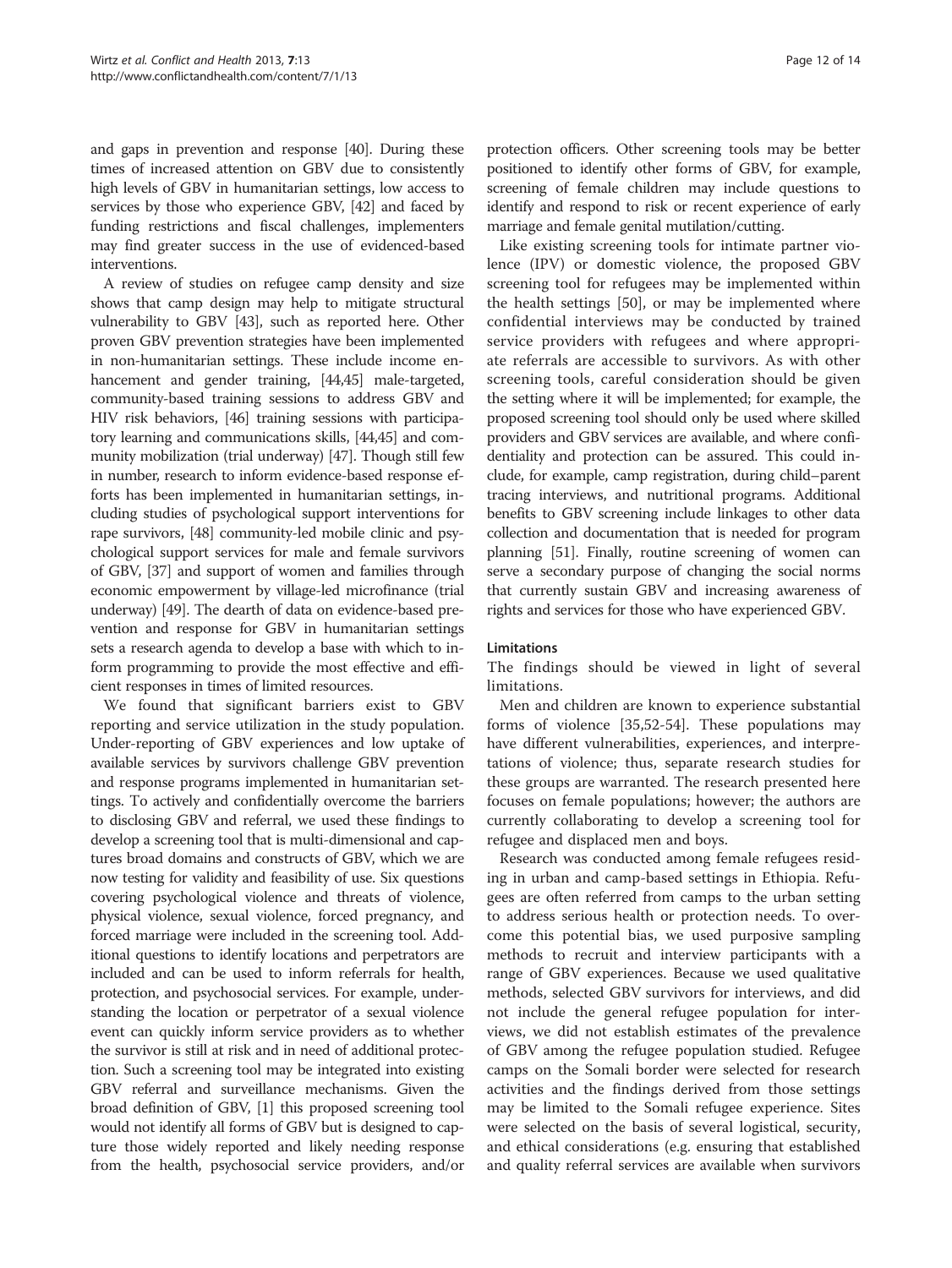and gaps in prevention and response [40]. During these times of increased attention on GBV due to consistently high levels of GBV in humanitarian settings, low access to services by those who experience GBV, [42] and faced by funding restrictions and fiscal challenges, implementers may find greater success in the use of evidenced-based interventions.

A review of studies on refugee camp density and size shows that camp design may help to mitigate structural vulnerability to GBV [43], such as reported here. Other proven GBV prevention strategies have been implemented in non-humanitarian settings. These include income enhancement and gender training, [44,45] male-targeted, community-based training sessions to address GBV and HIV risk behaviors, [46] training sessions with participatory learning and communications skills, [44,45] and community mobilization (trial underway) [47]. Though still few in number, research to inform evidence-based response efforts has been implemented in humanitarian settings, including studies of psychological support interventions for rape survivors, [48] community-led mobile clinic and psychological support services for male and female survivors of GBV, [37] and support of women and families through economic empowerment by village-led microfinance (trial underway) [49]. The dearth of data on evidence-based prevention and response for GBV in humanitarian settings sets a research agenda to develop a base with which to inform programming to provide the most effective and efficient responses in times of limited resources.

We found that significant barriers exist to GBV reporting and service utilization in the study population. Under-reporting of GBV experiences and low uptake of available services by survivors challenge GBV prevention and response programs implemented in humanitarian settings. To actively and confidentially overcome the barriers to disclosing GBV and referral, we used these findings to develop a screening tool that is multi-dimensional and captures broad domains and constructs of GBV, which we are now testing for validity and feasibility of use. Six questions covering psychological violence and threats of violence, physical violence, sexual violence, forced pregnancy, and forced marriage were included in the screening tool. Additional questions to identify locations and perpetrators are included and can be used to inform referrals for health, protection, and psychosocial services. For example, understanding the location or perpetrator of a sexual violence event can quickly inform service providers as to whether the survivor is still at risk and in need of additional protection. Such a screening tool may be integrated into existing GBV referral and surveillance mechanisms. Given the broad definition of GBV, [1] this proposed screening tool would not identify all forms of GBV but is designed to capture those widely reported and likely needing response from the health, psychosocial service providers, and/or protection officers. Other screening tools may be better positioned to identify other forms of GBV, for example, screening of female children may include questions to identify and respond to risk or recent experience of early marriage and female genital mutilation/cutting.

Like existing screening tools for intimate partner violence (IPV) or domestic violence, the proposed GBV screening tool for refugees may be implemented within the health settings [50], or may be implemented where confidential interviews may be conducted by trained service providers with refugees and where appropriate referrals are accessible to survivors. As with other screening tools, careful consideration should be given the setting where it will be implemented; for example, the proposed screening tool should only be used where skilled providers and GBV services are available, and where confidentiality and protection can be assured. This could include, for example, camp registration, during child–parent tracing interviews, and nutritional programs. Additional benefits to GBV screening include linkages to other data collection and documentation that is needed for program planning [51]. Finally, routine screening of women can serve a secondary purpose of changing the social norms that currently sustain GBV and increasing awareness of rights and services for those who have experienced GBV.

### Limitations

The findings should be viewed in light of several limitations.

Men and children are known to experience substantial forms of violence [35,52-54]. These populations may have different vulnerabilities, experiences, and interpretations of violence; thus, separate research studies for these groups are warranted. The research presented here focuses on female populations; however; the authors are currently collaborating to develop a screening tool for refugee and displaced men and boys.

Research was conducted among female refugees residing in urban and camp-based settings in Ethiopia. Refugees are often referred from camps to the urban setting to address serious health or protection needs. To overcome this potential bias, we used purposive sampling methods to recruit and interview participants with a range of GBV experiences. Because we used qualitative methods, selected GBV survivors for interviews, and did not include the general refugee population for interviews, we did not establish estimates of the prevalence of GBV among the refugee population studied. Refugee camps on the Somali border were selected for research activities and the findings derived from those settings may be limited to the Somali refugee experience. Sites were selected on the basis of several logistical, security, and ethical considerations (e.g. ensuring that established and quality referral services are available when survivors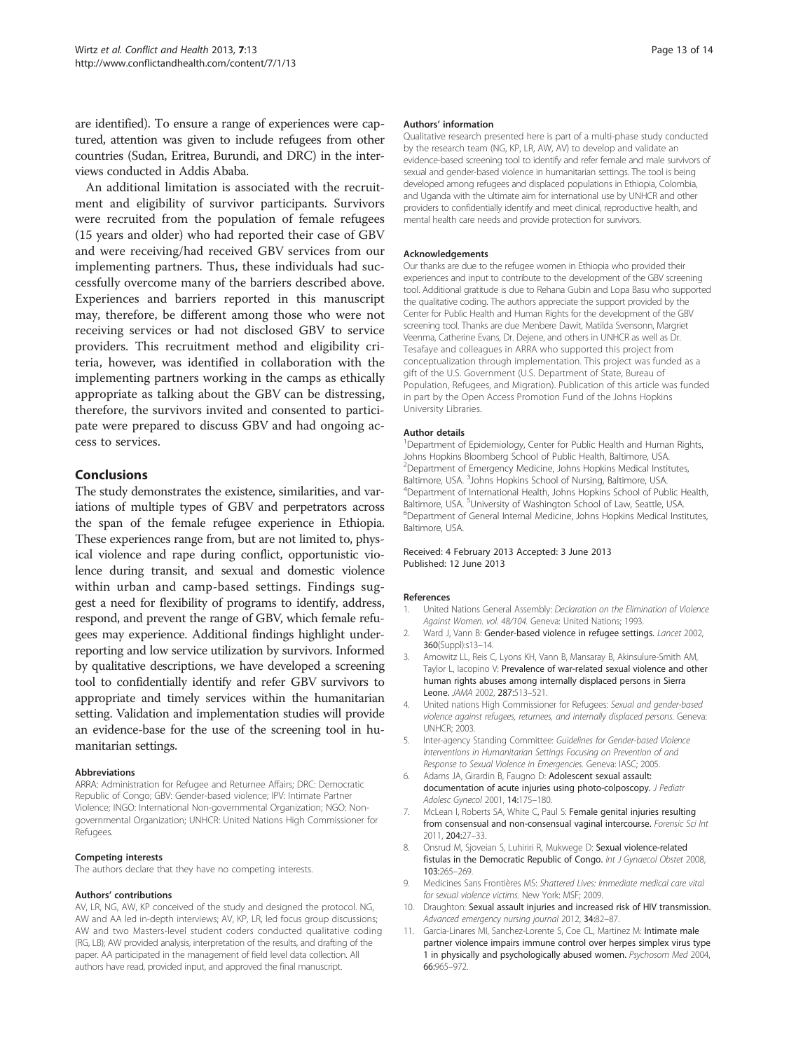are identified). To ensure a range of experiences were captured, attention was given to include refugees from other countries (Sudan, Eritrea, Burundi, and DRC) in the interviews conducted in Addis Ababa.

An additional limitation is associated with the recruitment and eligibility of survivor participants. Survivors were recruited from the population of female refugees (15 years and older) who had reported their case of GBV and were receiving/had received GBV services from our implementing partners. Thus, these individuals had successfully overcome many of the barriers described above. Experiences and barriers reported in this manuscript may, therefore, be different among those who were not receiving services or had not disclosed GBV to service providers. This recruitment method and eligibility criteria, however, was identified in collaboration with the implementing partners working in the camps as ethically appropriate as talking about the GBV can be distressing, therefore, the survivors invited and consented to participate were prepared to discuss GBV and had ongoing access to services.

## Conclusions

The study demonstrates the existence, similarities, and variations of multiple types of GBV and perpetrators across the span of the female refugee experience in Ethiopia. These experiences range from, but are not limited to, physical violence and rape during conflict, opportunistic violence during transit, and sexual and domestic violence within urban and camp-based settings. Findings suggest a need for flexibility of programs to identify, address, respond, and prevent the range of GBV, which female refugees may experience. Additional findings highlight underreporting and low service utilization by survivors. Informed by qualitative descriptions, we have developed a screening tool to confidentially identify and refer GBV survivors to appropriate and timely services within the humanitarian setting. Validation and implementation studies will provide an evidence-base for the use of the screening tool in humanitarian settings.

#### Abbreviations

ARRA: Administration for Refugee and Returnee Affairs; DRC: Democratic Republic of Congo; GBV: Gender-based violence; IPV: Intimate Partner Violence; INGO: International Non-governmental Organization; NGO: Non-governmental Organization; UNHCR: United Nations High Commissioner for Refugees.

#### Competing interests

The authors declare that they have no competing interests.

#### Authors' contributions

AV, LR, NG, AW, KP conceived of the study and designed the protocol. NG, AW and AA led in-depth interviews; AV, KP, LR, led focus group discussions; AW and two Masters-level student coders conducted qualitative coding (RG, LB); AW provided analysis, interpretation of the results, and drafting of the paper. AA participated in the management of field level data collection. All authors have read, provided input, and approved the final manuscript.

#### Authors' information

Qualitative research presented here is part of a multi-phase study conducted by the research team (NG, KP, LR, AW, AV) to develop and validate an evidence-based screening tool to identify and refer female and male survivors of sexual and gender-based violence in humanitarian settings. The tool is being developed among refugees and displaced populations in Ethiopia, Colombia, and Uganda with the ultimate aim for international use by UNHCR and other providers to confidentially identify and meet clinical, reproductive health, and mental health care needs and provide protection for survivors.

#### Acknowledgements

Our thanks are due to the refugee women in Ethiopia who provided their experiences and input to contribute to the development of the GBV screening tool. Additional gratitude is due to Rehana Gubin and Lopa Basu who supported the qualitative coding. The authors appreciate the support provided by the Center for Public Health and Human Rights for the development of the GBV screening tool. Thanks are due Menbere Dawit, Matilda Svensonn, Margriet Veenma, Catherine Evans, Dr. Dejene, and others in UNHCR as well as Dr. Tesafaye and colleagues in ARRA who supported this project from conceptualization through implementation. This project was funded as a gift of the U.S. Government (U.S. Department of State, Bureau of Population, Refugees, and Migration). Publication of this article was funded in part by the Open Access Promotion Fund of the Johns Hopkins University Libraries.

#### Author details

[1]Department of Epidemiology, Center for Public Health and Human Rights, Johns Hopkins Bloomberg School of Public Health, Baltimore, USA. [2]Department of Emergency Medicine, Johns Hopkins Medical Institutes, Baltimore, USA. [3]Johns Hopkins School of Nursing, Baltimore, USA. [4]Department of International Health, Johns Hopkins School of Public Health, Baltimore, USA. [5]University of Washington School of Law, Seattle, USA. [6]Department of General Internal Medicine, Johns Hopkins Medical Institutes, Baltimore, USA.

Received: 4 February 2013 Accepted: 3 June 2013
Published: 12 June 2013

#### References

1. United Nations General Assembly: *Declaration on the Elimination of Violence Against Women. vol. 48/104.* Geneva: United Nations; 1993.
2. Ward J, Vann B: **Gender-based violence in refugee settings.** *Lancet* 2002, **360**(Suppl):s13–14.
3. Amowitz LL, Reis C, Lyons KH, Vann B, Mansaray B, Akinsulure-Smith AM, Taylor L, Iacopino V: **Prevalence of war-related sexual violence and other human rights abuses among internally displaced persons in Sierra Leone.** *JAMA* 2002, **287:**513–521.
4. United nations High Commissioner for Refugees: *Sexual and gender-based violence against refugees, returnees, and internally displaced persons.* Geneva: UNHCR; 2003.
5. Inter-agency Standing Committee: *Guidelines for Gender-based Violence Interventions in Humanitarian Settings Focusing on Prevention of and Response to Sexual Violence in Emergencies.* Geneva: IASC; 2005.
6. Adams JA, Girardin B, Faugno D: **Adolescent sexual assault: documentation of acute injuries using photo-colposcopy.** *J Pediatr Adolesc Gynecol* 2001, **14:**175–180.
7. McLean I, Roberts SA, White C, Paul S: **Female genital injuries resulting from consensual and non-consensual vaginal intercourse.** *Forensic Sci Int* 2011, **204:**27–33.
8. Onsrud M, Sjoveian S, Luhiriri R, Mukwege D: **Sexual violence-related fistulas in the Democratic Republic of Congo.** *Int J Gynaecol Obstet* 2008, **103:**265–269.
9. Medicines Sans Frontières MS: *Shattered Lives: Immediate medical care vital for sexual violence victims.* New York: MSF; 2009.
10. Draughton: **Sexual assault injuries and increased risk of HIV transmission.** *Advanced emergency nursing journal* 2012, **34:**82–87.
11. Garcia-Linares MI, Sanchez-Lorente S, Coe CL, Martinez M: **Intimate male partner violence impairs immune control over herpes simplex virus type 1 in physically and psychologically abused women.** *Psychosom Med* 2004, **66:**965–972.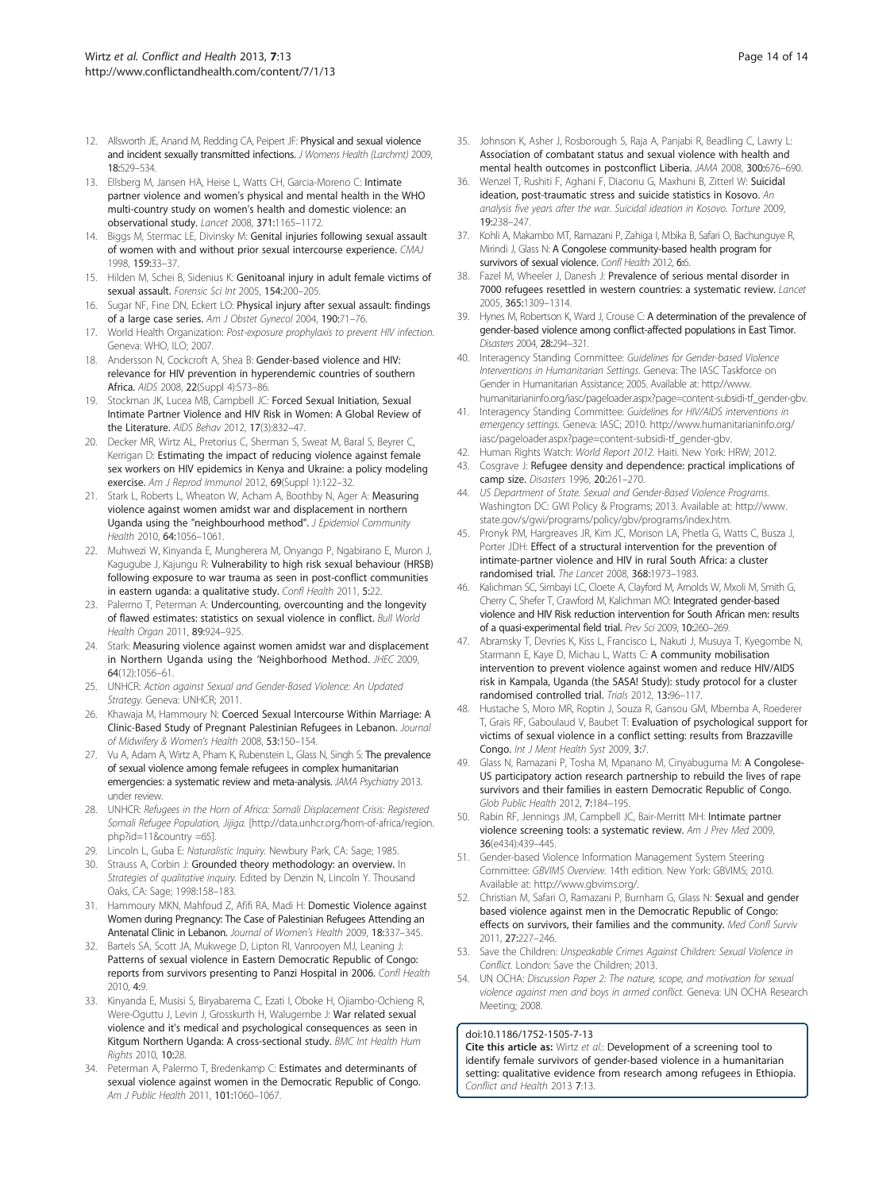12. Allsworth JE, Anand M, Redding CA, Peipert JF: **Physical and sexual violence and incident sexually transmitted infections.** *J Womens Health (Larchmt)* 2009, **18:**529–534.
13. Ellsberg M, Jansen HA, Heise L, Watts CH, Garcia-Moreno C: **Intimate partner violence and women's physical and mental health in the WHO multi-country study on women's health and domestic violence: an observational study.** *Lancet* 2008, **371:**1165–1172.
14. Biggs M, Stermac LE, Divinsky M: **Genital injuries following sexual assault of women with and without prior sexual intercourse experience.** *CMAJ* 1998, **159:**33–37.
15. Hilden M, Schei B, Sidenius K: **Genitoanal injury in adult female victims of sexual assault.** *Forensic Sci Int* 2005, **154:**200–205.
16. Sugar NF, Fine DN, Eckert LO: **Physical injury after sexual assault: findings of a large case series.** *Am J Obstet Gynecol* 2004, **190:**71–76.
17. World Health Organization: *Post-exposure prophylaxis to prevent HIV infection.* Geneva: WHO, ILO; 2007.
18. Andersson N, Cockcroft A, Shea B: **Gender-based violence and HIV: relevance for HIV prevention in hyperendemic countries of southern Africa.** *AIDS* 2008, **22**(Suppl 4):S73–86.
19. Stockman JK, Lucea MB, Campbell JC: **Forced Sexual Initiation, Sexual Intimate Partner Violence and HIV Risk in Women: A Global Review of the Literature.** *AIDS Behav* 2012, **17**(3):832–47.
20. Decker MR, Wirtz AL, Pretorius C, Sherman S, Sweat M, Baral S, Beyrer C, Kerrigan D: **Estimating the impact of reducing violence against female sex workers on HIV epidemics in Kenya and Ukraine: a policy modeling exercise.** *Am J Reprod Immunol* 2012, **69**(Suppl 1):122–32.
21. Stark L, Roberts L, Wheaton W, Acham A, Boothby N, Ager A: **Measuring violence against women amidst war and displacement in northern Uganda using the "neighbourhood method".** *J Epidemiol Community Health* 2010, **64:**1056–1061.
22. Muhwezi W, Kinyanda E, Mungherera M, Onyango P, Ngabirano E, Muron J, Kagugube J, Kajungu R: **Vulnerability to high risk sexual behaviour (HRSB) following exposure to war trauma as seen in post-conflict communities in eastern uganda: a qualitative study.** *Confl Health* 2011, **5:**22.
23. Palermo T, Peterman A: **Undercounting, overcounting and the longevity of flawed estimates: statistics on sexual violence in conflict.** *Bull World Health Organ* 2011, **89:**924–925.
24. Stark: **Measuring violence against women amidst war and displacement in Northern Uganda using the 'Neighborhood Method.** *JHEC* 2009, **64**(12):1056–61.
25. UNHCR: *Action against Sexual and Gender-Based Violence: An Updated Strategy.* Geneva: UNHCR; 2011.
26. Khawaja M, Hammoury N: **Coerced Sexual Intercourse Within Marriage: A Clinic-Based Study of Pregnant Palestinian Refugees in Lebanon.** *Journal of Midwifery & Women's Health* 2008, **53:**150–154.
27. Vu A, Adam A, Wirtz A, Pham K, Rubenstein L, Glass N, Singh S: **The prevalence of sexual violence among female refugees in complex humanitarian emergencies: a systematic review and meta-analysis.** *JAMA Psychiatry* 2013. under review.
28. UNHCR: *Refugees in the Horn of Africa: Somali Displacement Crisis: Registered Somali Refugee Population, Jijiga.* [http://data.unhcr.org/horn-of-africa/region.php?id=11&country =65].
29. Lincoln L, Guba E: *Naturalistic Inquiry.* Newbury Park, CA: Sage; 1985.
30. Strauss A, Corbin J: **Grounded theory methodology: an overview.** In *Strategies of qualitative inquiry.* Edited by Denzin N, Lincoln Y. Thousand Oaks, CA: Sage; 1998:158–183.
31. Hammoury MKN, Mahfoud Z, Afifi RA, Madi H: **Domestic Violence against Women during Pregnancy: The Case of Palestinian Refugees Attending an Antenatal Clinic in Lebanon.** *Journal of Women's Health* 2009, **18:**337–345.
32. Bartels SA, Scott JA, Mukwege D, Lipton RI, Vanrooyen MJ, Leaning J: **Patterns of sexual violence in Eastern Democratic Republic of Congo: reports from survivors presenting to Panzi Hospital in 2006.** *Confl Health* 2010, **4:**9.
33. Kinyanda E, Musisi S, Biryabarema C, Ezati I, Oboke H, Ojiambo-Ochieng R, Were-Oguttu J, Levin J, Grosskurth H, Walugembe J: **War related sexual violence and it's medical and psychological consequences as seen in Kitgum Northern Uganda: A cross-sectional study.** *BMC Int Health Hum Rights* 2010, **10:**28.
34. Peterman A, Palermo T, Bredenkamp C: **Estimates and determinants of sexual violence against women in the Democratic Republic of Congo.** *Am J Public Health* 2011, **101:**1060–1067.
35. Johnson K, Asher J, Rosborough S, Raja A, Panjabi R, Beadling C, Lawry L: **Association of combatant status and sexual violence with health and mental health outcomes in postconflict Liberia.** *JAMA* 2008, **300:**676–690.
36. Wenzel T, Rushiti F, Aghani F, Diaconu G, Maxhuni B, Zitterl W: **Suicidal ideation, post-traumatic stress and suicide statistics in Kosovo.** *An analysis five years after the war. Suicidal ideation in Kosovo. Torture* 2009, **19:**238–247.
37. Kohli A, Makambo MT, Ramazani P, Zahiga I, Mbika B, Safari O, Bachunguye R, Mirindi J, Glass N: **A Congolese community-based health program for survivors of sexual violence.** *Confl Health* 2012, **6:**6.
38. Fazel M, Wheeler J, Danesh J: **Prevalence of serious mental disorder in 7000 refugees resettled in western countries: a systematic review.** *Lancet* 2005, **365:**1309–1314.
39. Hynes M, Robertson K, Ward J, Crouse C: **A determination of the prevalence of gender-based violence among conflict-affected populations in East Timor.** *Disasters* 2004, **28:**294–321.
40. Interagency Standing Committee: *Guidelines for Gender-based Violence Interventions in Humanitarian Settings.* Geneva: The IASC Taskforce on Gender in Humanitarian Assistance; 2005. Available at: http://www.humanitarianinfo.org/iasc/pageloader.aspx?page=content-subsidi-tf_gender-gbv.
41. Interagency Standing Committee: *Guidelines for HIV/AIDS interventions in emergency settings.* Geneva: IASC; 2010. http://www.humanitarianinfo.org/iasc/pageloader.aspx?page=content-subsidi-tf_gender-gbv.
42. Human Rights Watch: *World Report 2012.* Haiti. New York: HRW; 2012.
43. Cosgrave J: **Refugee density and dependence: practical implications of camp size.** *Disasters* 1996, **20:**261–270.
44. *US Department of State. Sexual and Gender-Based Violence Programs.* Washington DC: GWI Policy & Programs; 2013. Available at: http://www.state.gov/s/gwi/programs/policy/gbv/programs/index.htm.
45. Pronyk PM, Hargreaves JR, Kim JC, Morison LA, Phetla G, Watts C, Busza J, Porter JDH: **Effect of a structural intervention for the prevention of intimate-partner violence and HIV in rural South Africa: a cluster randomised trial.** *The Lancet* 2008, **368:**1973–1983.
46. Kalichman SC, Simbayi LC, Cloete A, Clayford M, Arnolds W, Mxoli M, Smith G, Cherry C, Shefer T, Crawford M, Kalichman MO: **Integrated gender-based violence and HIV Risk reduction intervention for South African men: results of a quasi-experimental field trial.** *Prev Sci* 2009, **10:**260–269.
47. Abramsky T, Devries K, Kiss L, Francisco L, Nakuti J, Musuya T, Kyegombe N, Starmann E, Kaye D, Michau L, Watts C: **A community mobilisation intervention to prevent violence against women and reduce HIV/AIDS risk in Kampala, Uganda (the SASA! Study): study protocol for a cluster randomised controlled trial.** *Trials* 2012, **13:**96–117.
48. Hustache S, Moro MR, Roptin J, Souza R, Gansou GM, Mbemba A, Roederer T, Grais RF, Gaboulaud V, Baubet T: **Evaluation of psychological support for victims of sexual violence in a conflict setting: results from Brazzaville Congo.** *Int J Ment Health Syst* 2009, **3:**7.
49. Glass N, Ramazani P, Tosha M, Mpanano M, Cinyabuguma M: **A Congolese-US participatory action research partnership to rebuild the lives of rape survivors and their families in eastern Democratic Republic of Congo.** *Glob Public Health* 2012, **7:**184–195.
50. Rabin RF, Jennings JM, Campbell JC, Bair-Merritt MH: **Intimate partner violence screening tools: a systematic review.** *Am J Prev Med* 2009, **36**(e434):439–445.
51. Gender-based Violence Information Management System Steering Committee: *GBVIMS Overview.* 14th edition. New York: GBVIMS; 2010. Available at: http://www.gbvims.org/.
52. Christian M, Safari O, Ramazani P, Burnham G, Glass N: **Sexual and gender based violence against men in the Democratic Republic of Congo: effects on survivors, their families and the community.** *Med Confl Surviv* 2011, **27:**227–246.
53. Save the Children: *Unspeakable Crimes Against Children: Sexual Violence in Conflict.* London: Save the Children; 2013.
54. UN OCHA: *Discussion Paper 2: The nature, scope, and motivation for sexual violence against men and boys in armed conflict.* Geneva: UN OCHA Research Meeting; 2008.

doi:10.1186/1752-1505-7-13

**Cite this article as:** Wirtz *et al.*: Development of a screening tool to identify female survivors of gender-based violence in a humanitarian setting: qualitative evidence from research among refugees in Ethiopia. *Conflict and Health* 2013 **7**:13.